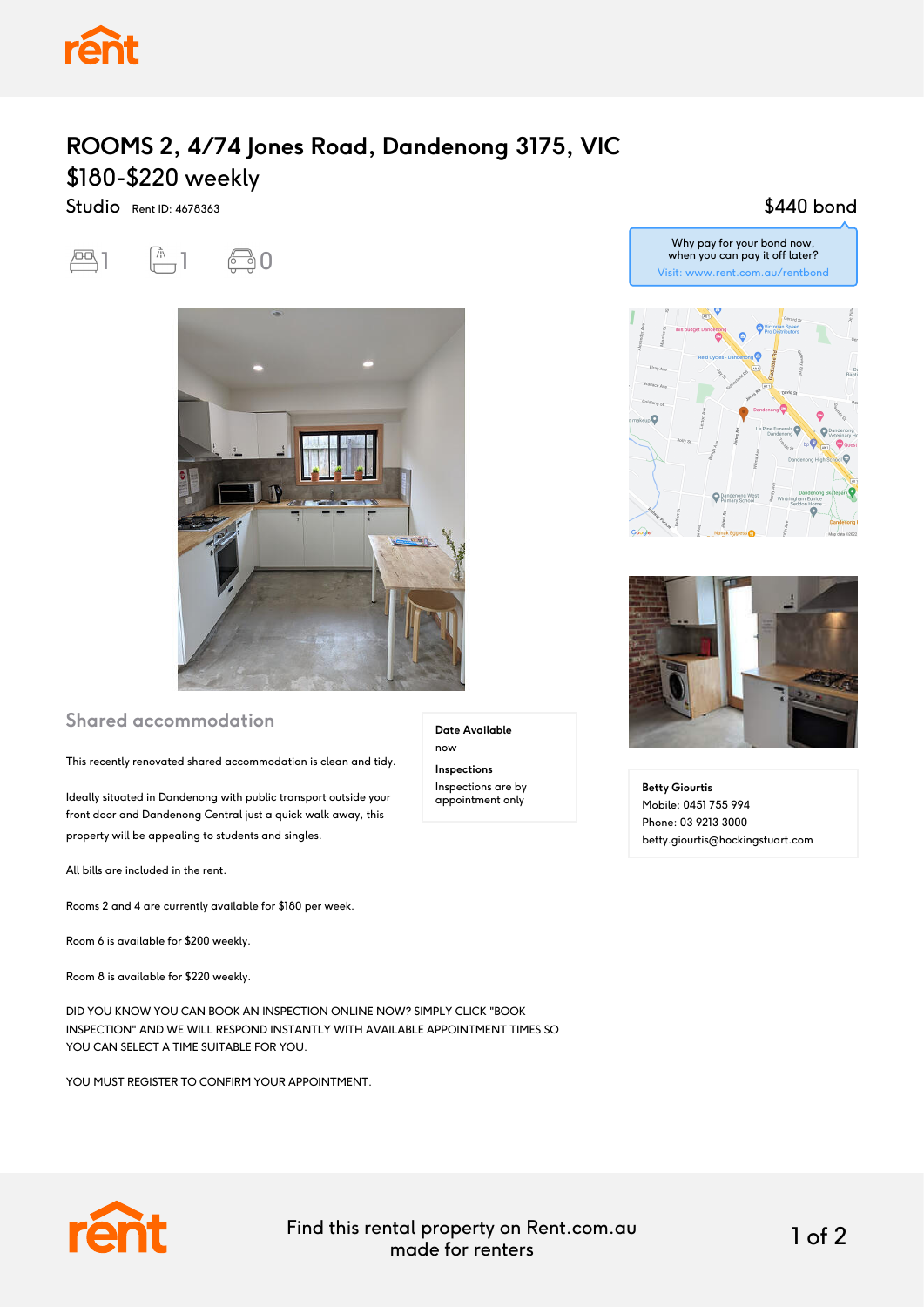# ROOMS 2, 4/74 Jones Road, Dandenong 3175, VIC

## $180-$220 weekly

Studio Rent ID: 4678363

$440 bond

Why pay for your bond now, when you can pay it off later?
Visit: www.rent.com.au/rentbond

1 1 0

### Shared accommodation

This recently renovated shared accommodation is clean and tidy.

Ideally situated in Dandenong with public transport outside your front door and Dandenong Central just a quick walk away, this property will be appealing to students and singles.

All bills are included in the rent.

Rooms 2 and 4 are currently available for $180 per week.

Room 6 is available for $200 weekly.

Room 8 is available for $220 weekly.

DID YOU KNOW YOU CAN BOOK AN INSPECTION ONLINE NOW? SIMPLY CLICK "BOOK INSPECTION" AND WE WILL RESPOND INSTANTLY WITH AVAILABLE APPOINTMENT TIMES SO YOU CAN SELECT A TIME SUITABLE FOR YOU.

YOU MUST REGISTER TO CONFIRM YOUR APPOINTMENT.

**Date Available**
now

**Inspections**
Inspections are by appointment only

**Betty Giourtis**
Mobile: 0451 755 994
Phone: 03 9213 3000
betty.giourtis@hockingstuart.com

Find this rental property on Rent.com.au made for renters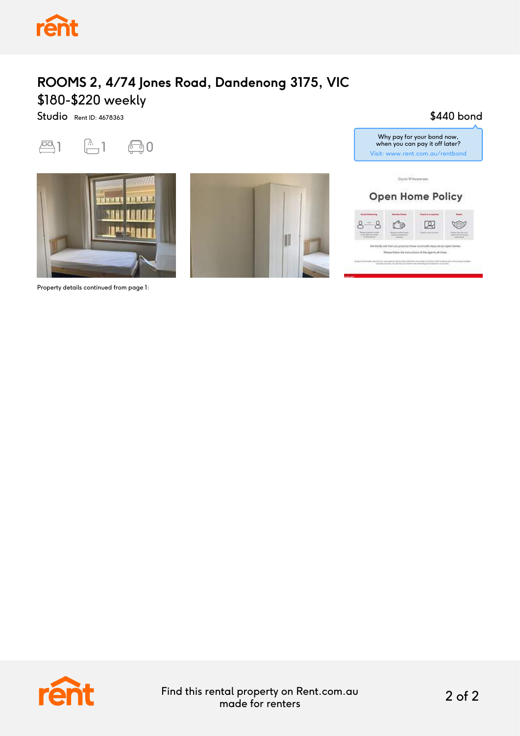# ROOMS 2, 4/74 Jones Road, Dandenong 3175, VIC

$180-$220 weekly

Studio Rent ID: 4678363

$440 bond

Why pay for your bond now, when you can pay it off later?
Visit: www.rent.com.au/rentbond

1 1 0

Property details continued from page 1: